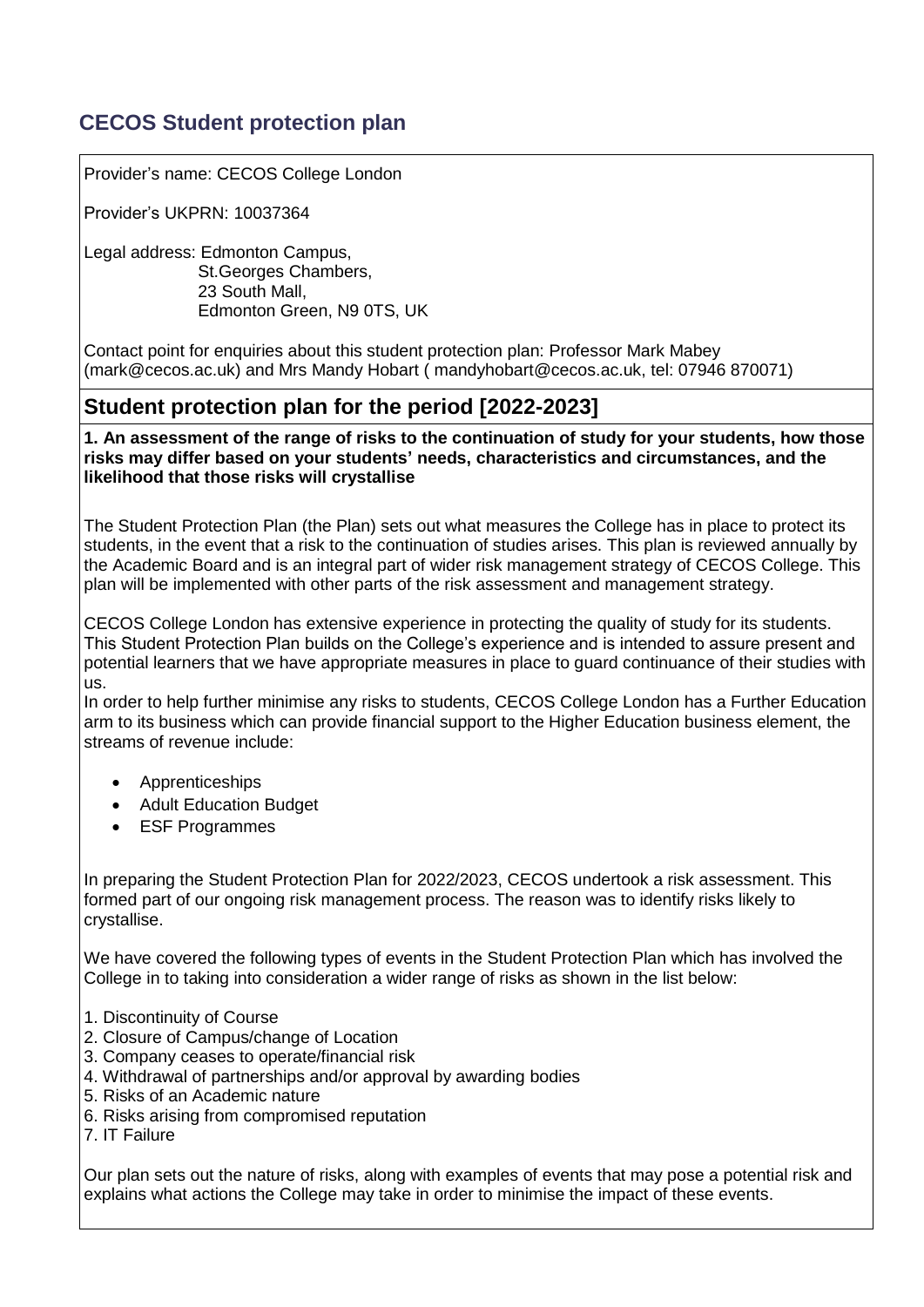# CECOS Student protection plan

Provider's name: CECOS College London

Provider's UKPRN: 10037364

Legal address: Edmonton Campus,
St.Georges Chambers,
23 South Mall,
Edmonton Green, N9 0TS, UK

Contact point for enquiries about this student protection plan: Professor Mark Mabey (mark@cecos.ac.uk) and Mrs Mandy Hobart ( mandyhobart@cecos.ac.uk, tel: 07946 870071)

## Student protection plan for the period [2022-2023]

**1. An assessment of the range of risks to the continuation of study for your students, how those risks may differ based on your students' needs, characteristics and circumstances, and the likelihood that those risks will crystallise**

The Student Protection Plan (the Plan) sets out what measures the College has in place to protect its students, in the event that a risk to the continuation of studies arises. This plan is reviewed annually by the Academic Board and is an integral part of wider risk management strategy of CECOS College. This plan will be implemented with other parts of the risk assessment and management strategy.

CECOS College London has extensive experience in protecting the quality of study for its students. This Student Protection Plan builds on the College's experience and is intended to assure present and potential learners that we have appropriate measures in place to guard continuance of their studies with us.
In order to help further minimise any risks to students, CECOS College London has a Further Education arm to its business which can provide financial support to the Higher Education business element, the streams of revenue include:

- Apprenticeships
- Adult Education Budget
- ESF Programmes

In preparing the Student Protection Plan for 2022/2023, CECOS undertook a risk assessment. This formed part of our ongoing risk management process. The reason was to identify risks likely to crystallise.

We have covered the following types of events in the Student Protection Plan which has involved the College in to taking into consideration a wider range of risks as shown in the list below:

1. Discontinuity of Course
2. Closure of Campus/change of Location
3. Company ceases to operate/financial risk
4. Withdrawal of partnerships and/or approval by awarding bodies
5. Risks of an Academic nature
6. Risks arising from compromised reputation
7. IT Failure

Our plan sets out the nature of risks, along with examples of events that may pose a potential risk and explains what actions the College may take in order to minimise the impact of these events.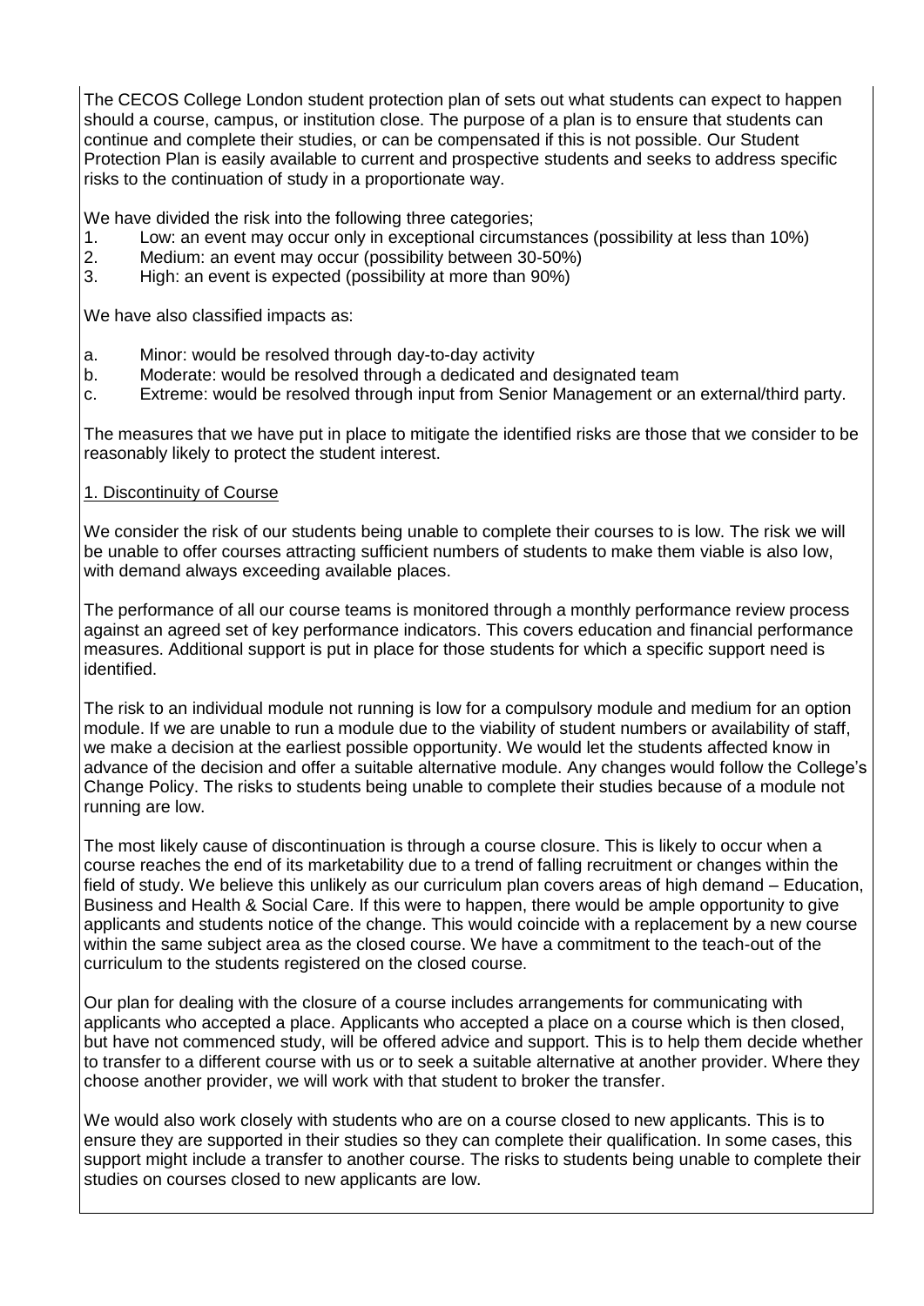The CECOS College London student protection plan of sets out what students can expect to happen should a course, campus, or institution close. The purpose of a plan is to ensure that students can continue and complete their studies, or can be compensated if this is not possible. Our Student Protection Plan is easily available to current and prospective students and seeks to address specific risks to the continuation of study in a proportionate way.

We have divided the risk into the following three categories;

1. Low: an event may occur only in exceptional circumstances (possibility at less than 10%)
2. Medium: an event may occur (possibility between 30-50%)
3. High: an event is expected (possibility at more than 90%)

We have also classified impacts as:

a. Minor: would be resolved through day-to-day activity
b. Moderate: would be resolved through a dedicated and designated team
c. Extreme: would be resolved through input from Senior Management or an external/third party.

The measures that we have put in place to mitigate the identified risks are those that we consider to be reasonably likely to protect the student interest.

1. Discontinuity of Course

We consider the risk of our students being unable to complete their courses to is low. The risk we will be unable to offer courses attracting sufficient numbers of students to make them viable is also low, with demand always exceeding available places.

The performance of all our course teams is monitored through a monthly performance review process against an agreed set of key performance indicators. This covers education and financial performance measures. Additional support is put in place for those students for which a specific support need is identified.

The risk to an individual module not running is low for a compulsory module and medium for an option module. If we are unable to run a module due to the viability of student numbers or availability of staff, we make a decision at the earliest possible opportunity. We would let the students affected know in advance of the decision and offer a suitable alternative module. Any changes would follow the College's Change Policy. The risks to students being unable to complete their studies because of a module not running are low.

The most likely cause of discontinuation is through a course closure. This is likely to occur when a course reaches the end of its marketability due to a trend of falling recruitment or changes within the field of study. We believe this unlikely as our curriculum plan covers areas of high demand – Education, Business and Health & Social Care. If this were to happen, there would be ample opportunity to give applicants and students notice of the change. This would coincide with a replacement by a new course within the same subject area as the closed course. We have a commitment to the teach-out of the curriculum to the students registered on the closed course.

Our plan for dealing with the closure of a course includes arrangements for communicating with applicants who accepted a place. Applicants who accepted a place on a course which is then closed, but have not commenced study, will be offered advice and support. This is to help them decide whether to transfer to a different course with us or to seek a suitable alternative at another provider. Where they choose another provider, we will work with that student to broker the transfer.

We would also work closely with students who are on a course closed to new applicants. This is to ensure they are supported in their studies so they can complete their qualification. In some cases, this support might include a transfer to another course. The risks to students being unable to complete their studies on courses closed to new applicants are low.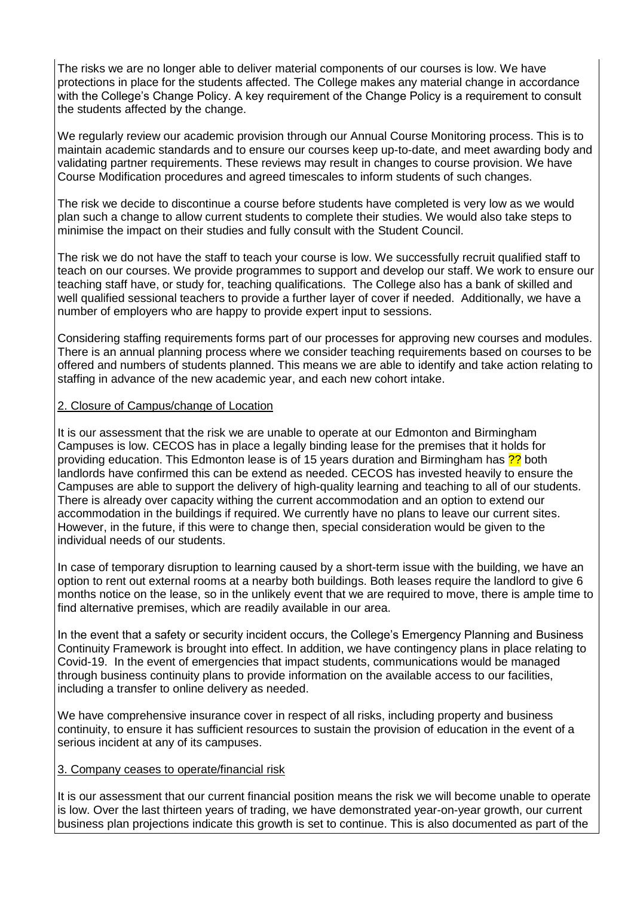The risks we are no longer able to deliver material components of our courses is low. We have protections in place for the students affected. The College makes any material change in accordance with the College's Change Policy. A key requirement of the Change Policy is a requirement to consult the students affected by the change.

We regularly review our academic provision through our Annual Course Monitoring process. This is to maintain academic standards and to ensure our courses keep up-to-date, and meet awarding body and validating partner requirements. These reviews may result in changes to course provision. We have Course Modification procedures and agreed timescales to inform students of such changes.

The risk we decide to discontinue a course before students have completed is very low as we would plan such a change to allow current students to complete their studies. We would also take steps to minimise the impact on their studies and fully consult with the Student Council.

The risk we do not have the staff to teach your course is low. We successfully recruit qualified staff to teach on our courses. We provide programmes to support and develop our staff. We work to ensure our teaching staff have, or study for, teaching qualifications. The College also has a bank of skilled and well qualified sessional teachers to provide a further layer of cover if needed. Additionally, we have a number of employers who are happy to provide expert input to sessions.

Considering staffing requirements forms part of our processes for approving new courses and modules. There is an annual planning process where we consider teaching requirements based on courses to be offered and numbers of students planned. This means we are able to identify and take action relating to staffing in advance of the new academic year, and each new cohort intake.

2. Closure of Campus/change of Location

It is our assessment that the risk we are unable to operate at our Edmonton and Birmingham Campuses is low. CECOS has in place a legally binding lease for the premises that it holds for providing education. This Edmonton lease is of 15 years duration and Birmingham has ?? both landlords have confirmed this can be extend as needed. CECOS has invested heavily to ensure the Campuses are able to support the delivery of high-quality learning and teaching to all of our students. There is already over capacity withing the current accommodation and an option to extend our accommodation in the buildings if required. We currently have no plans to leave our current sites. However, in the future, if this were to change then, special consideration would be given to the individual needs of our students.

In case of temporary disruption to learning caused by a short-term issue with the building, we have an option to rent out external rooms at a nearby both buildings. Both leases require the landlord to give 6 months notice on the lease, so in the unlikely event that we are required to move, there is ample time to find alternative premises, which are readily available in our area.

In the event that a safety or security incident occurs, the College's Emergency Planning and Business Continuity Framework is brought into effect. In addition, we have contingency plans in place relating to Covid-19. In the event of emergencies that impact students, communications would be managed through business continuity plans to provide information on the available access to our facilities, including a transfer to online delivery as needed.

We have comprehensive insurance cover in respect of all risks, including property and business continuity, to ensure it has sufficient resources to sustain the provision of education in the event of a serious incident at any of its campuses.

3. Company ceases to operate/financial risk

It is our assessment that our current financial position means the risk we will become unable to operate is low. Over the last thirteen years of trading, we have demonstrated year-on-year growth, our current business plan projections indicate this growth is set to continue. This is also documented as part of the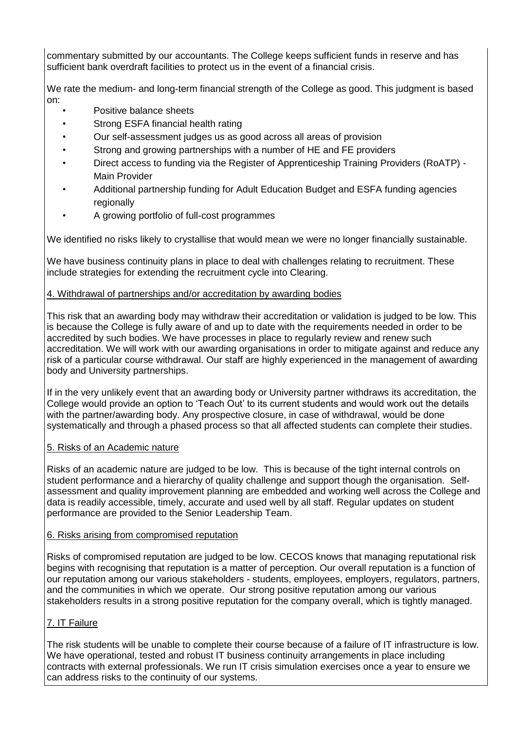commentary submitted by our accountants. The College keeps sufficient funds in reserve and has sufficient bank overdraft facilities to protect us in the event of a financial crisis.

We rate the medium- and long-term financial strength of the College as good. This judgment is based on:

- Positive balance sheets
- Strong ESFA financial health rating
- Our self-assessment judges us as good across all areas of provision
- Strong and growing partnerships with a number of HE and FE providers
- Direct access to funding via the Register of Apprenticeship Training Providers (RoATP) - Main Provider
- Additional partnership funding for Adult Education Budget and ESFA funding agencies regionally
- A growing portfolio of full-cost programmes

We identified no risks likely to crystallise that would mean we were no longer financially sustainable.

We have business continuity plans in place to deal with challenges relating to recruitment. These include strategies for extending the recruitment cycle into Clearing.

4. Withdrawal of partnerships and/or accreditation by awarding bodies

This risk that an awarding body may withdraw their accreditation or validation is judged to be low. This is because the College is fully aware of and up to date with the requirements needed in order to be accredited by such bodies. We have processes in place to regularly review and renew such accreditation. We will work with our awarding organisations in order to mitigate against and reduce any risk of a particular course withdrawal. Our staff are highly experienced in the management of awarding body and University partnerships.

If in the very unlikely event that an awarding body or University partner withdraws its accreditation, the College would provide an option to 'Teach Out' to its current students and would work out the details with the partner/awarding body. Any prospective closure, in case of withdrawal, would be done systematically and through a phased process so that all affected students can complete their studies.

5. Risks of an Academic nature

Risks of an academic nature are judged to be low. This is because of the tight internal controls on student performance and a hierarchy of quality challenge and support though the organisation. Self-assessment and quality improvement planning are embedded and working well across the College and data is readily accessible, timely, accurate and used well by all staff. Regular updates on student performance are provided to the Senior Leadership Team.

6. Risks arising from compromised reputation

Risks of compromised reputation are judged to be low. CECOS knows that managing reputational risk begins with recognising that reputation is a matter of perception. Our overall reputation is a function of our reputation among our various stakeholders - students, employees, employers, regulators, partners, and the communities in which we operate. Our strong positive reputation among our various stakeholders results in a strong positive reputation for the company overall, which is tightly managed.

7. IT Failure

The risk students will be unable to complete their course because of a failure of IT infrastructure is low. We have operational, tested and robust IT business continuity arrangements in place including contracts with external professionals. We run IT crisis simulation exercises once a year to ensure we can address risks to the continuity of our systems.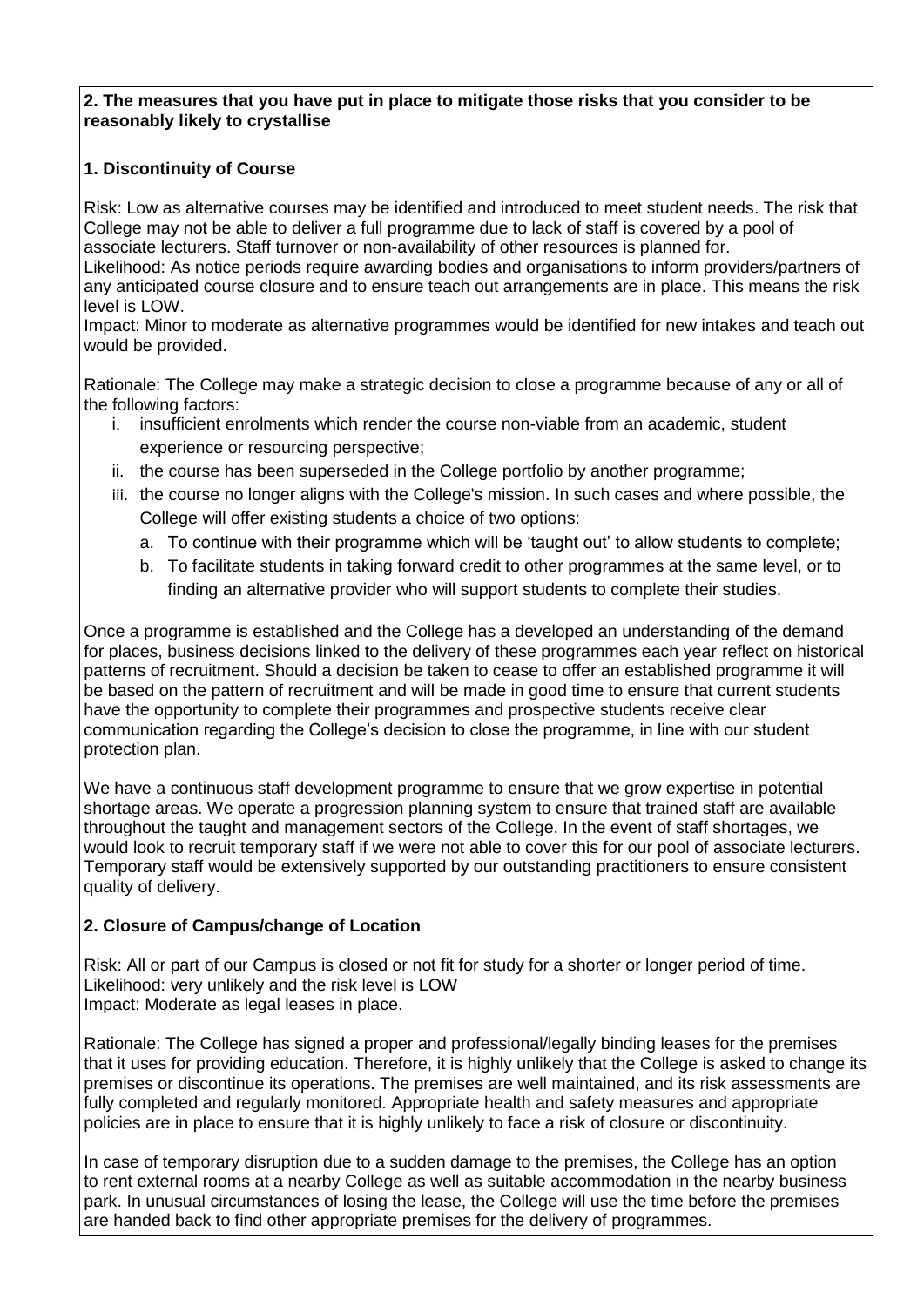**2. The measures that you have put in place to mitigate those risks that you consider to be reasonably likely to crystallise**

**1. Discontinuity of Course**

Risk: Low as alternative courses may be identified and introduced to meet student needs. The risk that College may not be able to deliver a full programme due to lack of staff is covered by a pool of associate lecturers. Staff turnover or non-availability of other resources is planned for.
Likelihood: As notice periods require awarding bodies and organisations to inform providers/partners of any anticipated course closure and to ensure teach out arrangements are in place. This means the risk level is LOW.
Impact: Minor to moderate as alternative programmes would be identified for new intakes and teach out would be provided.

Rationale: The College may make a strategic decision to close a programme because of any or all of the following factors:

i. insufficient enrolments which render the course non-viable from an academic, student experience or resourcing perspective;
ii. the course has been superseded in the College portfolio by another programme;
iii. the course no longer aligns with the College's mission. In such cases and where possible, the College will offer existing students a choice of two options:
    a. To continue with their programme which will be 'taught out' to allow students to complete;
    b. To facilitate students in taking forward credit to other programmes at the same level, or to finding an alternative provider who will support students to complete their studies.

Once a programme is established and the College has a developed an understanding of the demand for places, business decisions linked to the delivery of these programmes each year reflect on historical patterns of recruitment. Should a decision be taken to cease to offer an established programme it will be based on the pattern of recruitment and will be made in good time to ensure that current students have the opportunity to complete their programmes and prospective students receive clear communication regarding the College's decision to close the programme, in line with our student protection plan.

We have a continuous staff development programme to ensure that we grow expertise in potential shortage areas. We operate a progression planning system to ensure that trained staff are available throughout the taught and management sectors of the College. In the event of staff shortages, we would look to recruit temporary staff if we were not able to cover this for our pool of associate lecturers. Temporary staff would be extensively supported by our outstanding practitioners to ensure consistent quality of delivery.

**2. Closure of Campus/change of Location**

Risk: All or part of our Campus is closed or not fit for study for a shorter or longer period of time.
Likelihood: very unlikely and the risk level is LOW
Impact: Moderate as legal leases in place.

Rationale: The College has signed a proper and professional/legally binding leases for the premises that it uses for providing education. Therefore, it is highly unlikely that the College is asked to change its premises or discontinue its operations. The premises are well maintained, and its risk assessments are fully completed and regularly monitored. Appropriate health and safety measures and appropriate policies are in place to ensure that it is highly unlikely to face a risk of closure or discontinuity.

In case of temporary disruption due to a sudden damage to the premises, the College has an option to rent external rooms at a nearby College as well as suitable accommodation in the nearby business park. In unusual circumstances of losing the lease, the College will use the time before the premises are handed back to find other appropriate premises for the delivery of programmes.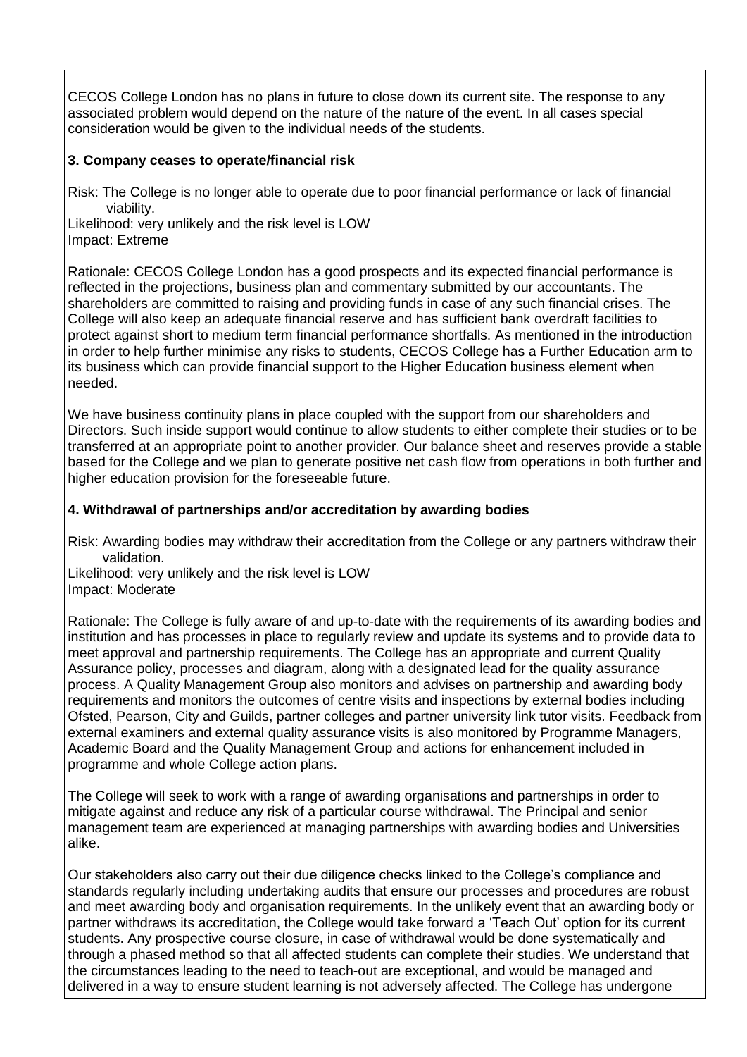CECOS College London has no plans in future to close down its current site. The response to any associated problem would depend on the nature of the nature of the event. In all cases special consideration would be given to the individual needs of the students.

**3. Company ceases to operate/financial risk**

Risk: The College is no longer able to operate due to poor financial performance or lack of financial viability.
Likelihood: very unlikely and the risk level is LOW
Impact: Extreme

Rationale: CECOS College London has a good prospects and its expected financial performance is reflected in the projections, business plan and commentary submitted by our accountants. The shareholders are committed to raising and providing funds in case of any such financial crises. The College will also keep an adequate financial reserve and has sufficient bank overdraft facilities to protect against short to medium term financial performance shortfalls. As mentioned in the introduction in order to help further minimise any risks to students, CECOS College has a Further Education arm to its business which can provide financial support to the Higher Education business element when needed.

We have business continuity plans in place coupled with the support from our shareholders and Directors. Such inside support would continue to allow students to either complete their studies or to be transferred at an appropriate point to another provider. Our balance sheet and reserves provide a stable based for the College and we plan to generate positive net cash flow from operations in both further and higher education provision for the foreseeable future.

**4. Withdrawal of partnerships and/or accreditation by awarding bodies**

Risk: Awarding bodies may withdraw their accreditation from the College or any partners withdraw their validation.
Likelihood: very unlikely and the risk level is LOW
Impact: Moderate

Rationale: The College is fully aware of and up-to-date with the requirements of its awarding bodies and institution and has processes in place to regularly review and update its systems and to provide data to meet approval and partnership requirements. The College has an appropriate and current Quality Assurance policy, processes and diagram, along with a designated lead for the quality assurance process. A Quality Management Group also monitors and advises on partnership and awarding body requirements and monitors the outcomes of centre visits and inspections by external bodies including Ofsted, Pearson, City and Guilds, partner colleges and partner university link tutor visits. Feedback from external examiners and external quality assurance visits is also monitored by Programme Managers, Academic Board and the Quality Management Group and actions for enhancement included in programme and whole College action plans.

The College will seek to work with a range of awarding organisations and partnerships in order to mitigate against and reduce any risk of a particular course withdrawal. The Principal and senior management team are experienced at managing partnerships with awarding bodies and Universities alike.

Our stakeholders also carry out their due diligence checks linked to the College's compliance and standards regularly including undertaking audits that ensure our processes and procedures are robust and meet awarding body and organisation requirements. In the unlikely event that an awarding body or partner withdraws its accreditation, the College would take forward a 'Teach Out' option for its current students. Any prospective course closure, in case of withdrawal would be done systematically and through a phased method so that all affected students can complete their studies. We understand that the circumstances leading to the need to teach-out are exceptional, and would be managed and delivered in a way to ensure student learning is not adversely affected. The College has undergone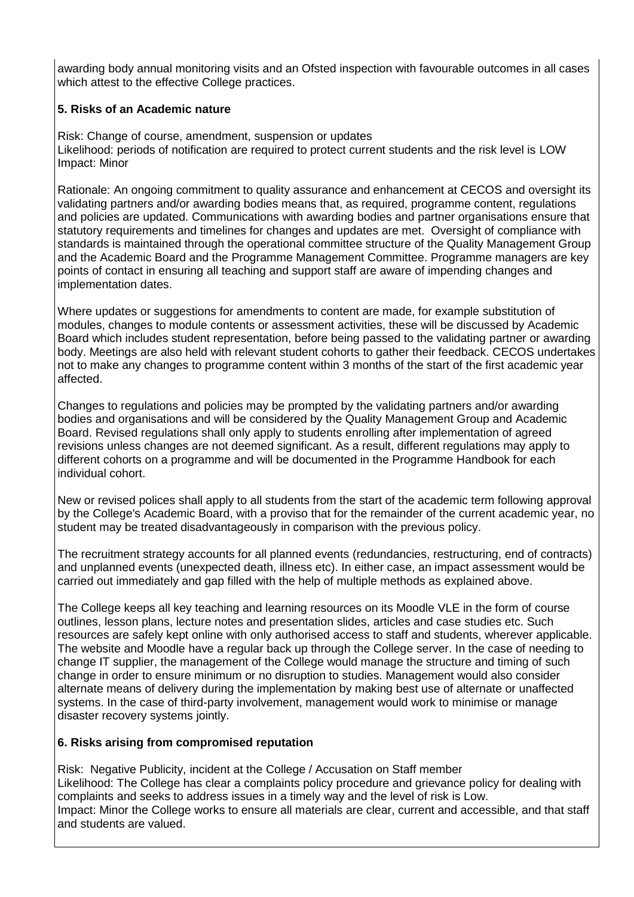awarding body annual monitoring visits and an Ofsted inspection with favourable outcomes in all cases which attest to the effective College practices.

**5. Risks of an Academic nature**

Risk: Change of course, amendment, suspension or updates
Likelihood: periods of notification are required to protect current students and the risk level is LOW
Impact: Minor

Rationale: An ongoing commitment to quality assurance and enhancement at CECOS and oversight its validating partners and/or awarding bodies means that, as required, programme content, regulations and policies are updated. Communications with awarding bodies and partner organisations ensure that statutory requirements and timelines for changes and updates are met. Oversight of compliance with standards is maintained through the operational committee structure of the Quality Management Group and the Academic Board and the Programme Management Committee. Programme managers are key points of contact in ensuring all teaching and support staff are aware of impending changes and implementation dates.

Where updates or suggestions for amendments to content are made, for example substitution of modules, changes to module contents or assessment activities, these will be discussed by Academic Board which includes student representation, before being passed to the validating partner or awarding body. Meetings are also held with relevant student cohorts to gather their feedback. CECOS undertakes not to make any changes to programme content within 3 months of the start of the first academic year affected.

Changes to regulations and policies may be prompted by the validating partners and/or awarding bodies and organisations and will be considered by the Quality Management Group and Academic Board. Revised regulations shall only apply to students enrolling after implementation of agreed revisions unless changes are not deemed significant. As a result, different regulations may apply to different cohorts on a programme and will be documented in the Programme Handbook for each individual cohort.

New or revised polices shall apply to all students from the start of the academic term following approval by the College's Academic Board, with a proviso that for the remainder of the current academic year, no student may be treated disadvantageously in comparison with the previous policy.

The recruitment strategy accounts for all planned events (redundancies, restructuring, end of contracts) and unplanned events (unexpected death, illness etc). In either case, an impact assessment would be carried out immediately and gap filled with the help of multiple methods as explained above.

The College keeps all key teaching and learning resources on its Moodle VLE in the form of course outlines, lesson plans, lecture notes and presentation slides, articles and case studies etc. Such resources are safely kept online with only authorised access to staff and students, wherever applicable. The website and Moodle have a regular back up through the College server. In the case of needing to change IT supplier, the management of the College would manage the structure and timing of such change in order to ensure minimum or no disruption to studies. Management would also consider alternate means of delivery during the implementation by making best use of alternate or unaffected systems. In the case of third-party involvement, management would work to minimise or manage disaster recovery systems jointly.

**6. Risks arising from compromised reputation**

Risk: Negative Publicity, incident at the College / Accusation on Staff member
Likelihood: The College has clear a complaints policy procedure and grievance policy for dealing with complaints and seeks to address issues in a timely way and the level of risk is Low.
Impact: Minor the College works to ensure all materials are clear, current and accessible, and that staff and students are valued.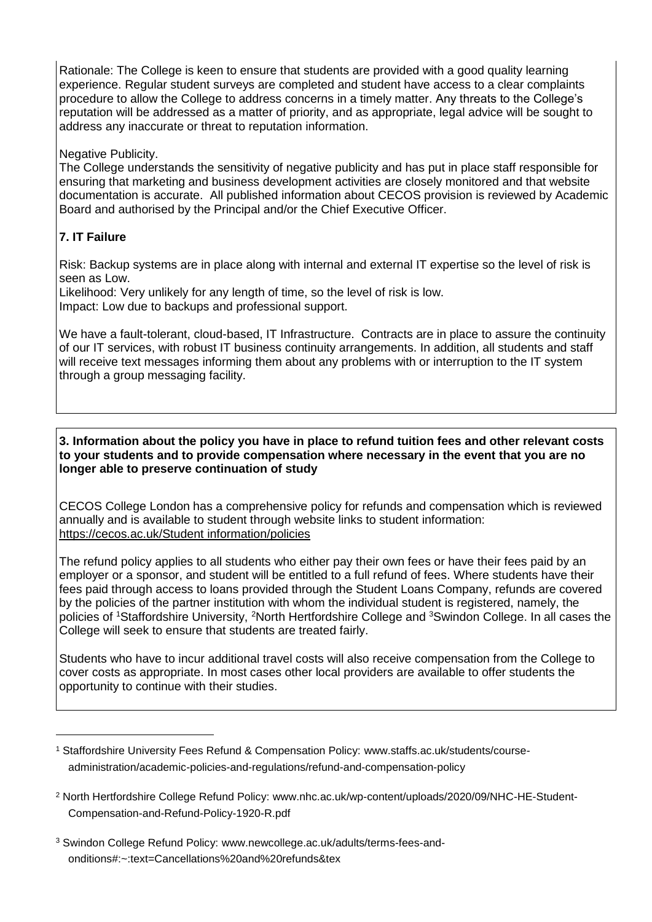Rationale: The College is keen to ensure that students are provided with a good quality learning experience. Regular student surveys are completed and student have access to a clear complaints procedure to allow the College to address concerns in a timely matter. Any threats to the College's reputation will be addressed as a matter of priority, and as appropriate, legal advice will be sought to address any inaccurate or threat to reputation information.

Negative Publicity.
The College understands the sensitivity of negative publicity and has put in place staff responsible for ensuring that marketing and business development activities are closely monitored and that website documentation is accurate. All published information about CECOS provision is reviewed by Academic Board and authorised by the Principal and/or the Chief Executive Officer.

**7. IT Failure**

Risk: Backup systems are in place along with internal and external IT expertise so the level of risk is seen as Low.
Likelihood: Very unlikely for any length of time, so the level of risk is low.
Impact: Low due to backups and professional support.

We have a fault-tolerant, cloud-based, IT Infrastructure. Contracts are in place to assure the continuity of our IT services, with robust IT business continuity arrangements. In addition, all students and staff will receive text messages informing them about any problems with or interruption to the IT system through a group messaging facility.

**3. Information about the policy you have in place to refund tuition fees and other relevant costs to your students and to provide compensation where necessary in the event that you are no longer able to preserve continuation of study**

CECOS College London has a comprehensive policy for refunds and compensation which is reviewed annually and is available to student through website links to student information: https://cecos.ac.uk/Student information/policies

The refund policy applies to all students who either pay their own fees or have their fees paid by an employer or a sponsor, and student will be entitled to a full refund of fees. Where students have their fees paid through access to loans provided through the Student Loans Company, refunds are covered by the policies of the partner institution with whom the individual student is registered, namely, the policies of [1]Staffordshire University, [2]North Hertfordshire College and [3]Swindon College. In all cases the College will seek to ensure that students are treated fairly.

Students who have to incur additional travel costs will also receive compensation from the College to cover costs as appropriate. In most cases other local providers are available to offer students the opportunity to continue with their studies.

---

[1] Staffordshire University Fees Refund & Compensation Policy: www.staffs.ac.uk/students/course-administration/academic-policies-and-regulations/refund-and-compensation-policy

[2] North Hertfordshire College Refund Policy: www.nhc.ac.uk/wp-content/uploads/2020/09/NHC-HE-Student-Compensation-and-Refund-Policy-1920-R.pdf

[3] Swindon College Refund Policy: www.newcollege.ac.uk/adults/terms-fees-and-onditions#:~:text=Cancellations%20and%20refunds&tex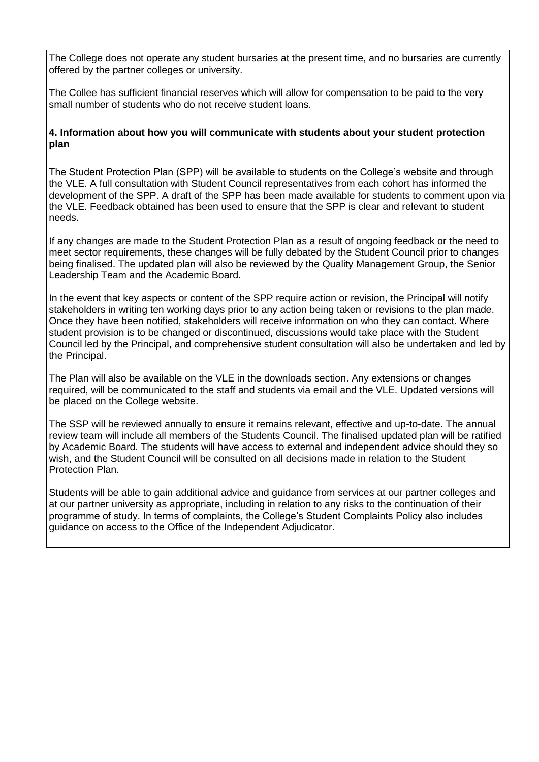The College does not operate any student bursaries at the present time, and no bursaries are currently offered by the partner colleges or university.

The Collee has sufficient financial reserves which will allow for compensation to be paid to the very small number of students who do not receive student loans.

**4. Information about how you will communicate with students about your student protection plan**

The Student Protection Plan (SPP) will be available to students on the College's website and through the VLE. A full consultation with Student Council representatives from each cohort has informed the development of the SPP. A draft of the SPP has been made available for students to comment upon via the VLE. Feedback obtained has been used to ensure that the SPP is clear and relevant to student needs.

If any changes are made to the Student Protection Plan as a result of ongoing feedback or the need to meet sector requirements, these changes will be fully debated by the Student Council prior to changes being finalised. The updated plan will also be reviewed by the Quality Management Group, the Senior Leadership Team and the Academic Board.

In the event that key aspects or content of the SPP require action or revision, the Principal will notify stakeholders in writing ten working days prior to any action being taken or revisions to the plan made. Once they have been notified, stakeholders will receive information on who they can contact. Where student provision is to be changed or discontinued, discussions would take place with the Student Council led by the Principal, and comprehensive student consultation will also be undertaken and led by the Principal.

The Plan will also be available on the VLE in the downloads section. Any extensions or changes required, will be communicated to the staff and students via email and the VLE. Updated versions will be placed on the College website.

The SSP will be reviewed annually to ensure it remains relevant, effective and up-to-date. The annual review team will include all members of the Students Council. The finalised updated plan will be ratified by Academic Board. The students will have access to external and independent advice should they so wish, and the Student Council will be consulted on all decisions made in relation to the Student Protection Plan.

Students will be able to gain additional advice and guidance from services at our partner colleges and at our partner university as appropriate, including in relation to any risks to the continuation of their programme of study. In terms of complaints, the College's Student Complaints Policy also includes guidance on access to the Office of the Independent Adjudicator.